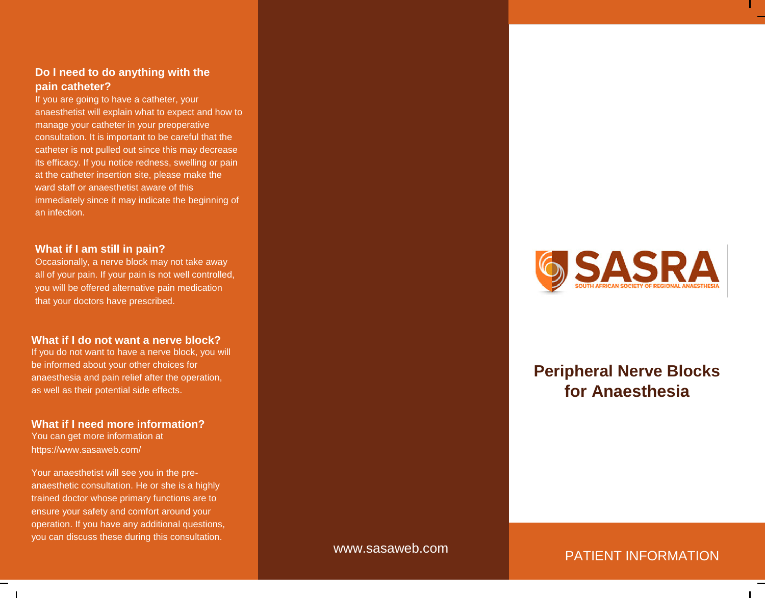### Do I need to do anything with the pain catheter?

If you are going to have a catheter, your anaesthetist will explain what to expect and how to manage your catheter in your preoperative consultation. It is important to be careful that the catheter is not pulled out since this may decrease its efficacy. If you notice redness, swelling or pain at the catheter insertion site, please make the ward staff or anaesthetist aware of this immediately since it may indicate the beginning of an infection.

### What if I am still in pain?

Occasionally, a nerve block may not take away all of your pain. If your pain is not well controlled, you will be offered alternative pain medication that your doctors have prescribed.

### What if I do not want a nerve block?

If you do not want to have a nerve block, you will be informed about your other choices for anaesthesia and pain relief after the operation, as well as their potential side effects.

### What if I need more information?

You can get more information at https://www.sasaweb.com/

Your anaesthetist will see you in the pre-anaesthetic consultation. He or she is a highly trained doctor whose primary functions are to ensure your safety and comfort around your operation. If you have any additional questions, you can discuss these during this consultation.

www.sasaweb.com

SASRA
SOUTH AFRICAN SOCIETY OF REGIONAL ANAESTHESIA

# Peripheral Nerve Blocks for Anaesthesia

PATIENT INFORMATION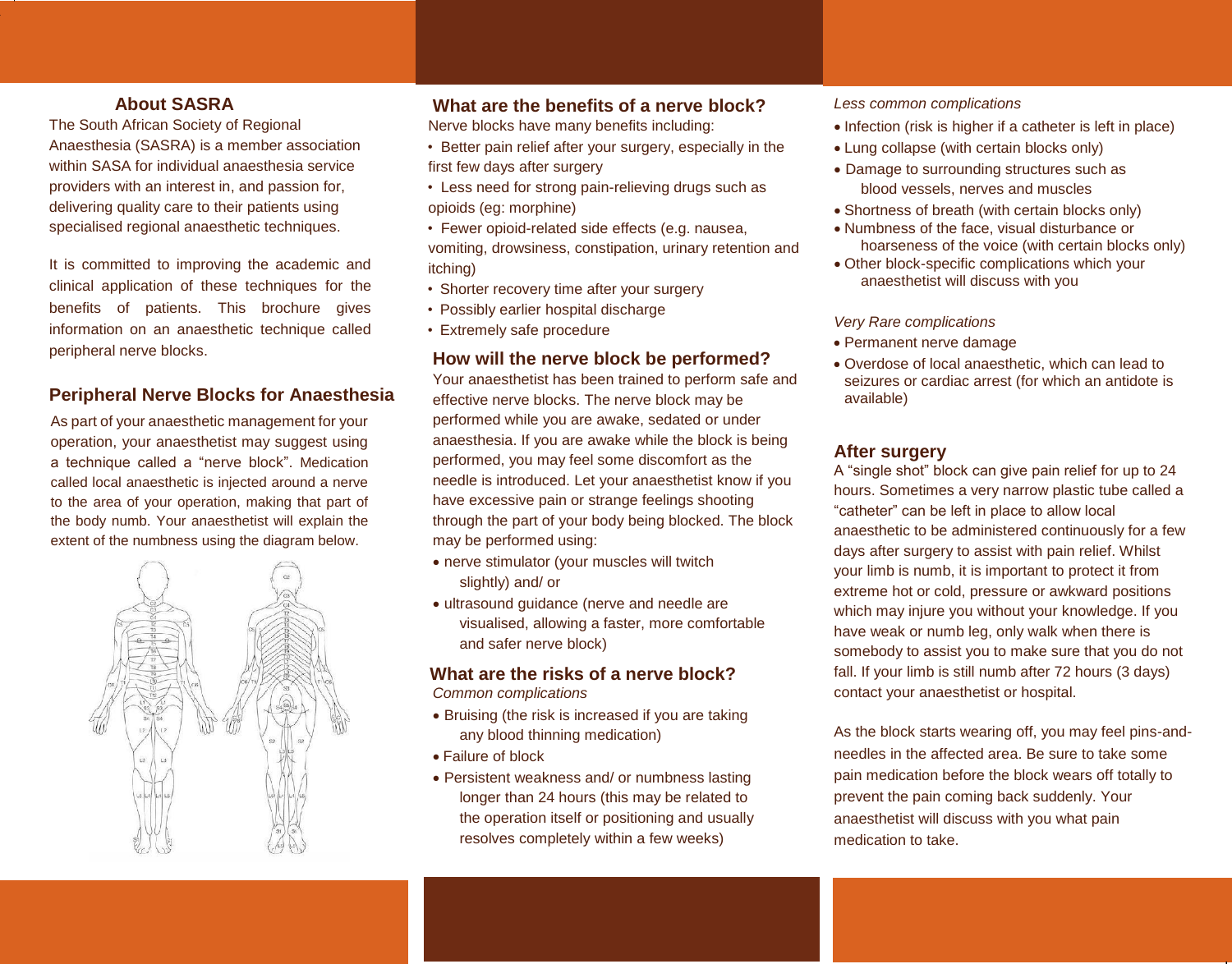## About SASRA

The South African Society of Regional Anaesthesia (SASRA) is a member association within SASA for individual anaesthesia service providers with an interest in, and passion for, delivering quality care to their patients using specialised regional anaesthetic techniques.

It is committed to improving the academic and clinical application of these techniques for the benefits of patients. This brochure gives information on an anaesthetic technique called peripheral nerve blocks.

## Peripheral Nerve Blocks for Anaesthesia

As part of your anaesthetic management for your operation, your anaesthetist may suggest using a technique called a "nerve block". Medication called local anaesthetic is injected around a nerve to the area of your operation, making that part of the body numb. Your anaesthetist will explain the extent of the numbness using the diagram below.

## What are the benefits of a nerve block?

Nerve blocks have many benefits including:

- Better pain relief after your surgery, especially in the first few days after surgery
- Less need for strong pain-relieving drugs such as opioids (eg: morphine)
- Fewer opioid-related side effects (e.g. nausea, vomiting, drowsiness, constipation, urinary retention and itching)
- Shorter recovery time after your surgery
- Possibly earlier hospital discharge
- Extremely safe procedure

## How will the nerve block be performed?

Your anaesthetist has been trained to perform safe and effective nerve blocks. The nerve block may be performed while you are awake, sedated or under anaesthesia. If you are awake while the block is being performed, you may feel some discomfort as the needle is introduced. Let your anaesthetist know if you have excessive pain or strange feelings shooting through the part of your body being blocked. The block may be performed using:

- nerve stimulator (your muscles will twitch slightly) and/ or
- ultrasound guidance (nerve and needle are visualised, allowing a faster, more comfortable and safer nerve block)

## What are the risks of a nerve block?

*Common complications*

- Bruising (the risk is increased if you are taking any blood thinning medication)
- Failure of block
- Persistent weakness and/ or numbness lasting longer than 24 hours (this may be related to the operation itself or positioning and usually resolves completely within a few weeks)

*Less common complications*

- Infection (risk is higher if a catheter is left in place)
- Lung collapse (with certain blocks only)
- Damage to surrounding structures such as blood vessels, nerves and muscles
- Shortness of breath (with certain blocks only)
- Numbness of the face, visual disturbance or hoarseness of the voice (with certain blocks only)
- Other block-specific complications which your anaesthetist will discuss with you

*Very Rare complications*

- Permanent nerve damage
- Overdose of local anaesthetic, which can lead to seizures or cardiac arrest (for which an antidote is available)

## After surgery

A "single shot" block can give pain relief for up to 24 hours. Sometimes a very narrow plastic tube called a "catheter" can be left in place to allow local anaesthetic to be administered continuously for a few days after surgery to assist with pain relief. Whilst your limb is numb, it is important to protect it from extreme hot or cold, pressure or awkward positions which may injure you without your knowledge. If you have weak or numb leg, only walk when there is somebody to assist you to make sure that you do not fall. If your limb is still numb after 72 hours (3 days) contact your anaesthetist or hospital.

As the block starts wearing off, you may feel pins-and-needles in the affected area. Be sure to take some pain medication before the block wears off totally to prevent the pain coming back suddenly. Your anaesthetist will discuss with you what pain medication to take.